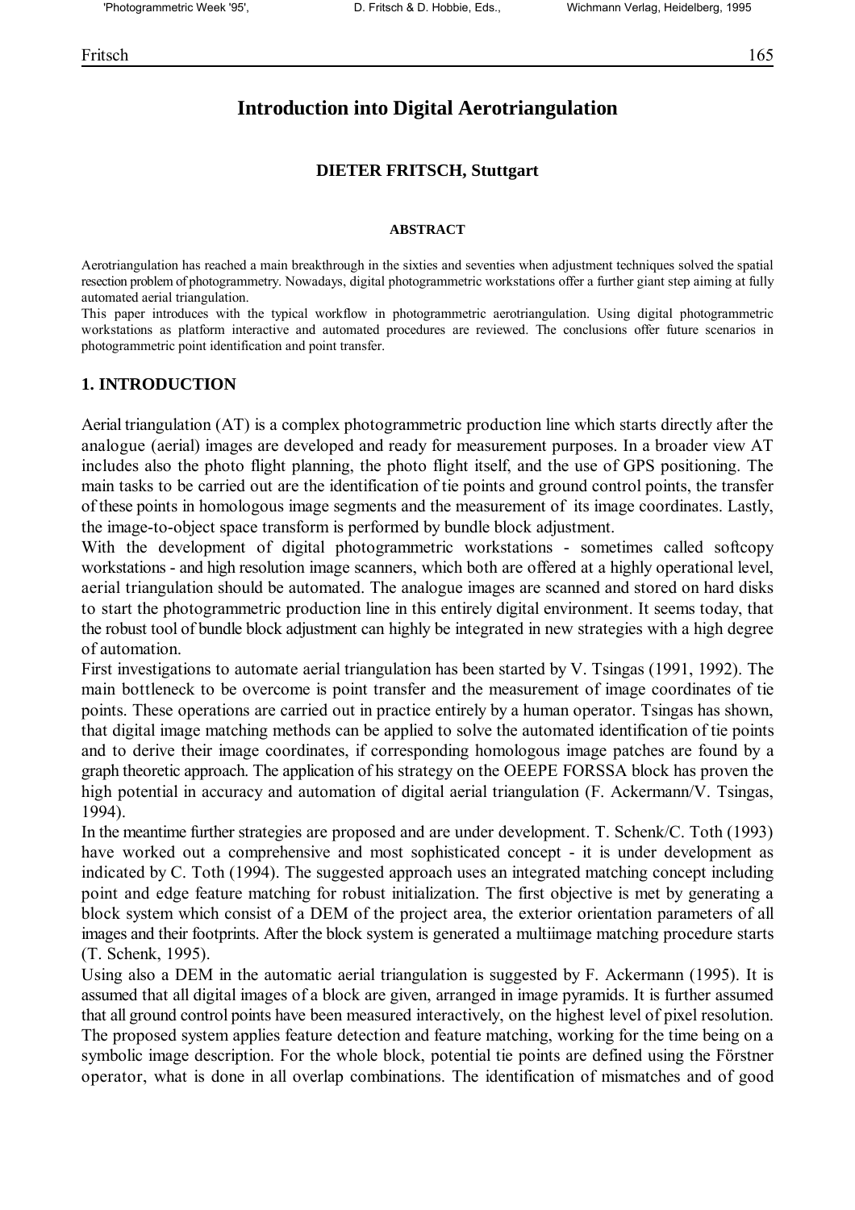# Introduction into Digital Aerotriangulation

**DIETER FRITSCH, Stuttgart**

**ABSTRACT**

Aerotriangulation has reached a main breakthrough in the sixties and seventies when adjustment techniques solved the spatial resection problem of photogrammetry. Nowadays, digital photogrammetric workstations offer a further giant step aiming at fully automated aerial triangulation.

This paper introduces with the typical workflow in photogrammetric aerotriangulation. Using digital photogrammetric workstations as platform interactive and automated procedures are reviewed. The conclusions offer future scenarios in photogrammetric point identification and point transfer.

## 1. INTRODUCTION

Aerial triangulation (AT) is a complex photogrammetric production line which starts directly after the analogue (aerial) images are developed and ready for measurement purposes. In a broader view AT includes also the photo flight planning, the photo flight itself, and the use of GPS positioning. The main tasks to be carried out are the identification of tie points and ground control points, the transfer of these points in homologous image segments and the measurement of its image coordinates. Lastly, the image-to-object space transform is performed by bundle block adjustment.

With the development of digital photogrammetric workstations - sometimes called softcopy workstations - and high resolution image scanners, which both are offered at a highly operational level, aerial triangulation should be automated. The analogue images are scanned and stored on hard disks to start the photogrammetric production line in this entirely digital environment. It seems today, that the robust tool of bundle block adjustment can highly be integrated in new strategies with a high degree of automation.

First investigations to automate aerial triangulation has been started by V. Tsingas (1991, 1992). The main bottleneck to be overcome is point transfer and the measurement of image coordinates of tie points. These operations are carried out in practice entirely by a human operator. Tsingas has shown, that digital image matching methods can be applied to solve the automated identification of tie points and to derive their image coordinates, if corresponding homologous image patches are found by a graph theoretic approach. The application of his strategy on the OEEPE FORSSA block has proven the high potential in accuracy and automation of digital aerial triangulation (F. Ackermann/V. Tsingas, 1994).

In the meantime further strategies are proposed and are under development. T. Schenk/C. Toth (1993) have worked out a comprehensive and most sophisticated concept - it is under development as indicated by C. Toth (1994). The suggested approach uses an integrated matching concept including point and edge feature matching for robust initialization. The first objective is met by generating a block system which consist of a DEM of the project area, the exterior orientation parameters of all images and their footprints. After the block system is generated a multiimage matching procedure starts (T. Schenk, 1995).

Using also a DEM in the automatic aerial triangulation is suggested by F. Ackermann (1995). It is assumed that all digital images of a block are given, arranged in image pyramids. It is further assumed that all ground control points have been measured interactively, on the highest level of pixel resolution. The proposed system applies feature detection and feature matching, working for the time being on a symbolic image description. For the whole block, potential tie points are defined using the Förstner operator, what is done in all overlap combinations. The identification of mismatches and of good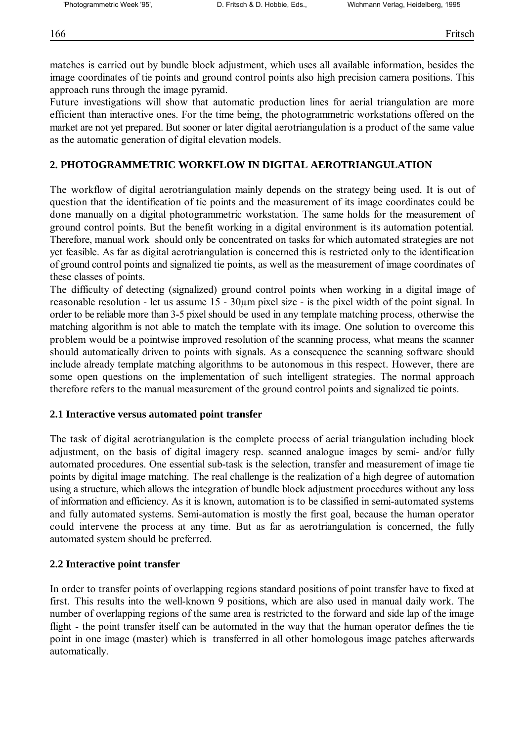matches is carried out by bundle block adjustment, which uses all available information, besides the image coordinates of tie points and ground control points also high precision camera positions. This approach runs through the image pyramid.

Future investigations will show that automatic production lines for aerial triangulation are more efficient than interactive ones. For the time being, the photogrammetric workstations offered on the market are not yet prepared. But sooner or later digital aerotriangulation is a product of the same value as the automatic generation of digital elevation models.

## 2. PHOTOGRAMMETRIC WORKFLOW IN DIGITAL AEROTRIANGULATION

The workflow of digital aerotriangulation mainly depends on the strategy being used. It is out of question that the identification of tie points and the measurement of its image coordinates could be done manually on a digital photogrammetric workstation. The same holds for the measurement of ground control points. But the benefit working in a digital environment is its automation potential. Therefore, manual work should only be concentrated on tasks for which automated strategies are not yet feasible. As far as digital aerotriangulation is concerned this is restricted only to the identification of ground control points and signalized tie points, as well as the measurement of image coordinates of these classes of points.

The difficulty of detecting (signalized) ground control points when working in a digital image of reasonable resolution - let us assume 15 - 30µm pixel size - is the pixel width of the point signal. In order to be reliable more than 3-5 pixel should be used in any template matching process, otherwise the matching algorithm is not able to match the template with its image. One solution to overcome this problem would be a pointwise improved resolution of the scanning process, what means the scanner should automatically driven to points with signals. As a consequence the scanning software should include already template matching algorithms to be autonomous in this respect. However, there are some open questions on the implementation of such intelligent strategies. The normal approach therefore refers to the manual measurement of the ground control points and signalized tie points.

### 2.1 Interactive versus automated point transfer

The task of digital aerotriangulation is the complete process of aerial triangulation including block adjustment, on the basis of digital imagery resp. scanned analogue images by semi- and/or fully automated procedures. One essential sub-task is the selection, transfer and measurement of image tie points by digital image matching. The real challenge is the realization of a high degree of automation using a structure, which allows the integration of bundle block adjustment procedures without any loss of information and efficiency. As it is known, automation is to be classified in semi-automated systems and fully automated systems. Semi-automation is mostly the first goal, because the human operator could intervene the process at any time. But as far as aerotriangulation is concerned, the fully automated system should be preferred.

### 2.2 Interactive point transfer

In order to transfer points of overlapping regions standard positions of point transfer have to fixed at first. This results into the well-known 9 positions, which are also used in manual daily work. The number of overlapping regions of the same area is restricted to the forward and side lap of the image flight - the point transfer itself can be automated in the way that the human operator defines the tie point in one image (master) which is transferred in all other homologous image patches afterwards automatically.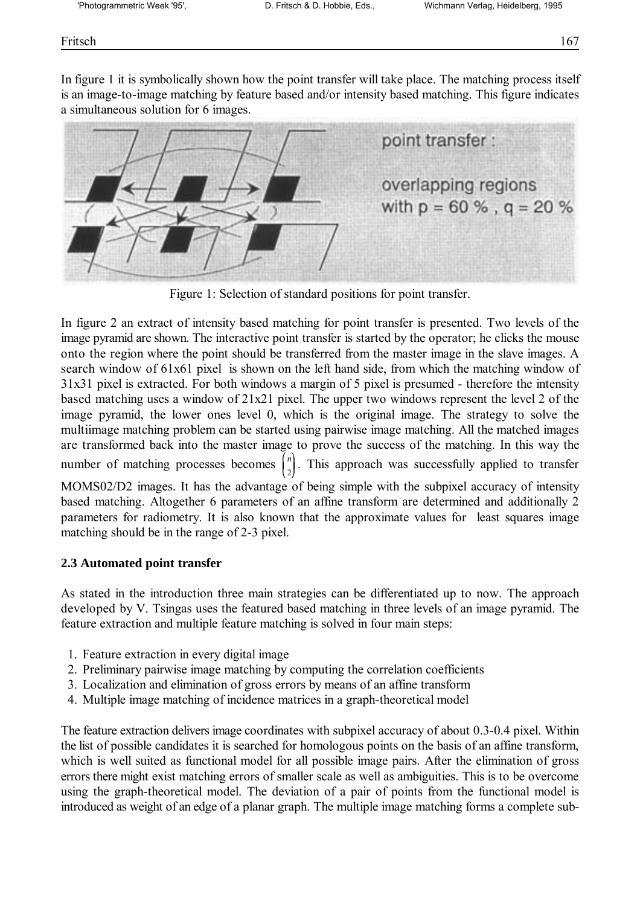In figure 1 it is symbolically shown how the point transfer will take place. The matching process itself is an image-to-image matching by feature based and/or intensity based matching. This figure indicates a simultaneous solution for 6 images.

Figure 1: Selection of standard positions for point transfer.

In figure 2 an extract of intensity based matching for point transfer is presented. Two levels of the image pyramid are shown. The interactive point transfer is started by the operator; he clicks the mouse onto the region where the point should be transferred from the master image in the slave images. A search window of 61x61 pixel is shown on the left hand side, from which the matching window of 31x31 pixel is extracted. For both windows a margin of 5 pixel is presumed - therefore the intensity based matching uses a window of 21x21 pixel. The upper two windows represent the level 2 of the image pyramid, the lower ones level 0, which is the original image. The strategy to solve the multiimage matching problem can be started using pairwise image matching. All the matched images are transformed back into the master image to prove the success of the matching. In this way the number of matching processes becomes $\binom{n}{2}$. This approach was successfully applied to transfer MOMS02/D2 images. It has the advantage of being simple with the subpixel accuracy of intensity based matching. Altogether 6 parameters of an affine transform are determined and additionally 2 parameters for radiometry. It is also known that the approximate values for least squares image matching should be in the range of 2-3 pixel.

### 2.3 Automated point transfer

As stated in the introduction three main strategies can be differentiated up to now. The approach developed by V. Tsingas uses the featured based matching in three levels of an image pyramid. The feature extraction and multiple feature matching is solved in four main steps:

1. Feature extraction in every digital image
2. Preliminary pairwise image matching by computing the correlation coefficients
3. Localization and elimination of gross errors by means of an affine transform
4. Multiple image matching of incidence matrices in a graph-theoretical model

The feature extraction delivers image coordinates with subpixel accuracy of about 0.3-0.4 pixel. Within the list of possible candidates it is searched for homologous points on the basis of an affine transform, which is well suited as functional model for all possible image pairs. After the elimination of gross errors there might exist matching errors of smaller scale as well as ambiguities. This is to be overcome using the graph-theoretical model. The deviation of a pair of points from the functional model is introduced as weight of an edge of a planar graph. The multiple image matching forms a complete sub-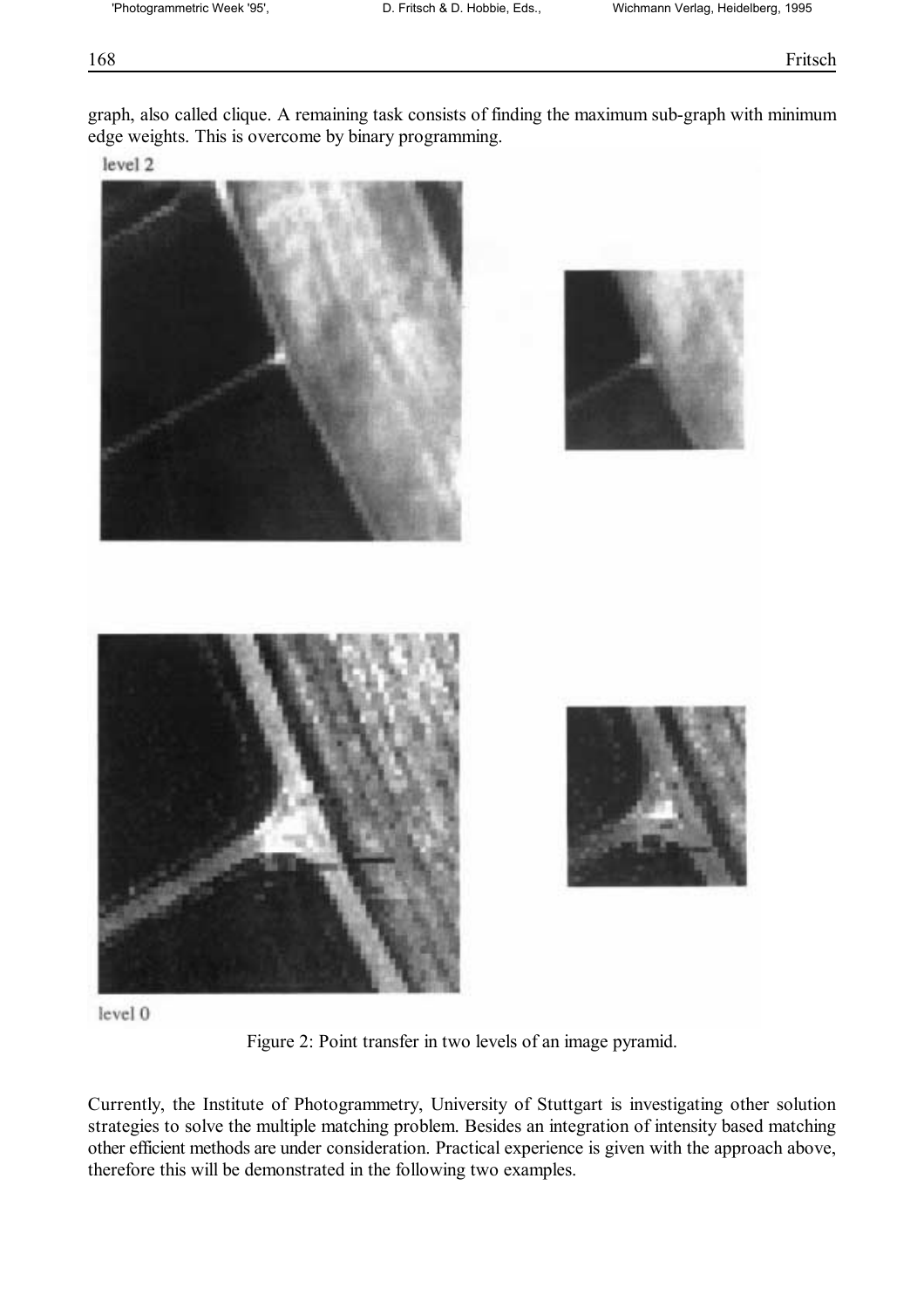graph, also called clique. A remaining task consists of finding the maximum sub-graph with minimum edge weights. This is overcome by binary programming.

level 2

level 0

Figure 2: Point transfer in two levels of an image pyramid.

Currently, the Institute of Photogrammetry, University of Stuttgart is investigating other solution strategies to solve the multiple matching problem. Besides an integration of intensity based matching other efficient methods are under consideration. Practical experience is given with the approach above, therefore this will be demonstrated in the following two examples.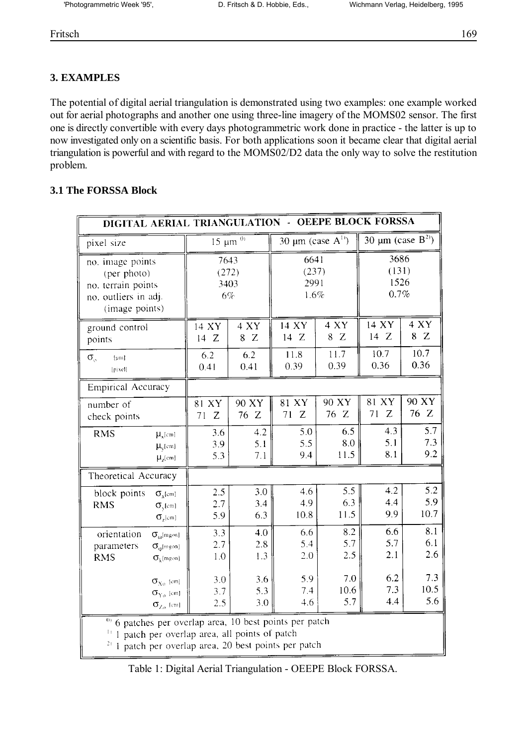## 3. EXAMPLES

The potential of digital aerial triangulation is demonstrated using two examples: one example worked out for aerial photographs and another one using three-line imagery of the MOMS02 sensor. The first one is directly convertible with every days photogrammetric work done in practice - the latter is up to now investigated only on a scientific basis. For both applications soon it became clear that digital aerial triangulation is powerful and with regard to the MOMS02/D2 data the only way to solve the restitution problem.

### 3.1 The FORSSA Block

| DIGITAL AERIAL TRIANGULATION - OEEPE BLOCK FORSSA | | | | | | |
|---|---|---|---|---|---|---|
| pixel size | 15 µm [0] | | 30 µm (case A[1]) | | 30 µm (case B[2]) | |
| no. image points (per photo) | 7643 (272) | | 6641 (237) | | 3686 (131) | |
| no. terrain points | 3403 | | 2991 | | 1526 | |
| no. outliers in adj. (image points) | 6% | | 1.6% | | 0.7% | |
| ground control points | 14 XY 14 Z | 4 XY 8 Z | 14 XY 14 Z | 4 XY 8 Z | 14 XY 14 Z | 4 XY 8 Z |
| $\sigma_0$ [µm] | 6.2 | 6.2 | 11.8 | 11.7 | 10.7 | 10.7 |
| $\sigma_0$ [pixel] | 0.41 | 0.41 | 0.39 | 0.39 | 0.36 | 0.36 |
| **Empirical Accuracy** | | | | | | |
| number of check points | 81 XY 71 Z | 90 XY 76 Z | 81 XY 71 Z | 90 XY 76 Z | 81 XY 71 Z | 90 XY 76 Z |
| RMS $\mu_x$[cm] | 3.6 | 4.2 | 5.0 | 6.5 | 4.3 | 5.7 |
| RMS $\mu_y$[cm] | 3.9 | 5.1 | 5.5 | 8.0 | 5.1 | 7.3 |
| RMS $\mu_z$[cm] | 5.3 | 7.1 | 9.4 | 11.5 | 8.1 | 9.2 |
| **Theoretical Accuracy** | | | | | | |
| block points RMS $\sigma_x$[cm] | 2.5 | 3.0 | 4.6 | 5.5 | 4.2 | 5.2 |
| $\sigma_y$[cm] | 2.7 | 3.4 | 4.9 | 6.3 | 4.4 | 5.9 |
| $\sigma_z$[cm] | 5.9 | 6.3 | 10.8 | 11.5 | 9.9 | 10.7 |
| orientation parameters RMS $\sigma_\omega$[mgon] | 3.3 | 4.0 | 6.6 | 8.2 | 6.6 | 8.1 |
| $\sigma_\varphi$[mgon] | 2.7 | 2.8 | 5.4 | 5.7 | 5.7 | 6.1 |
| $\sigma_\kappa$[mgon] | 1.0 | 1.3 | 2.0 | 2.5 | 2.1 | 2.6 |
| $\sigma_{X_0}$ [cm] | 3.0 | 3.6 | 5.9 | 7.0 | 6.2 | 7.3 |
| $\sigma_{Y_0}$ [cm] | 3.7 | 5.3 | 7.4 | 10.6 | 7.3 | 10.5 |
| $\sigma_{Z_0}$ [cm] | 2.5 | 3.0 | 4.6 | 5.7 | 4.4 | 5.6 |

[0] 6 patches per overlap area, 10 best points per patch
[1] 1 patch per overlap area, all points of patch
[2] 1 patch per overlap area, 20 best points per patch

Table 1: Digital Aerial Triangulation - OEEPE Block FORSSA.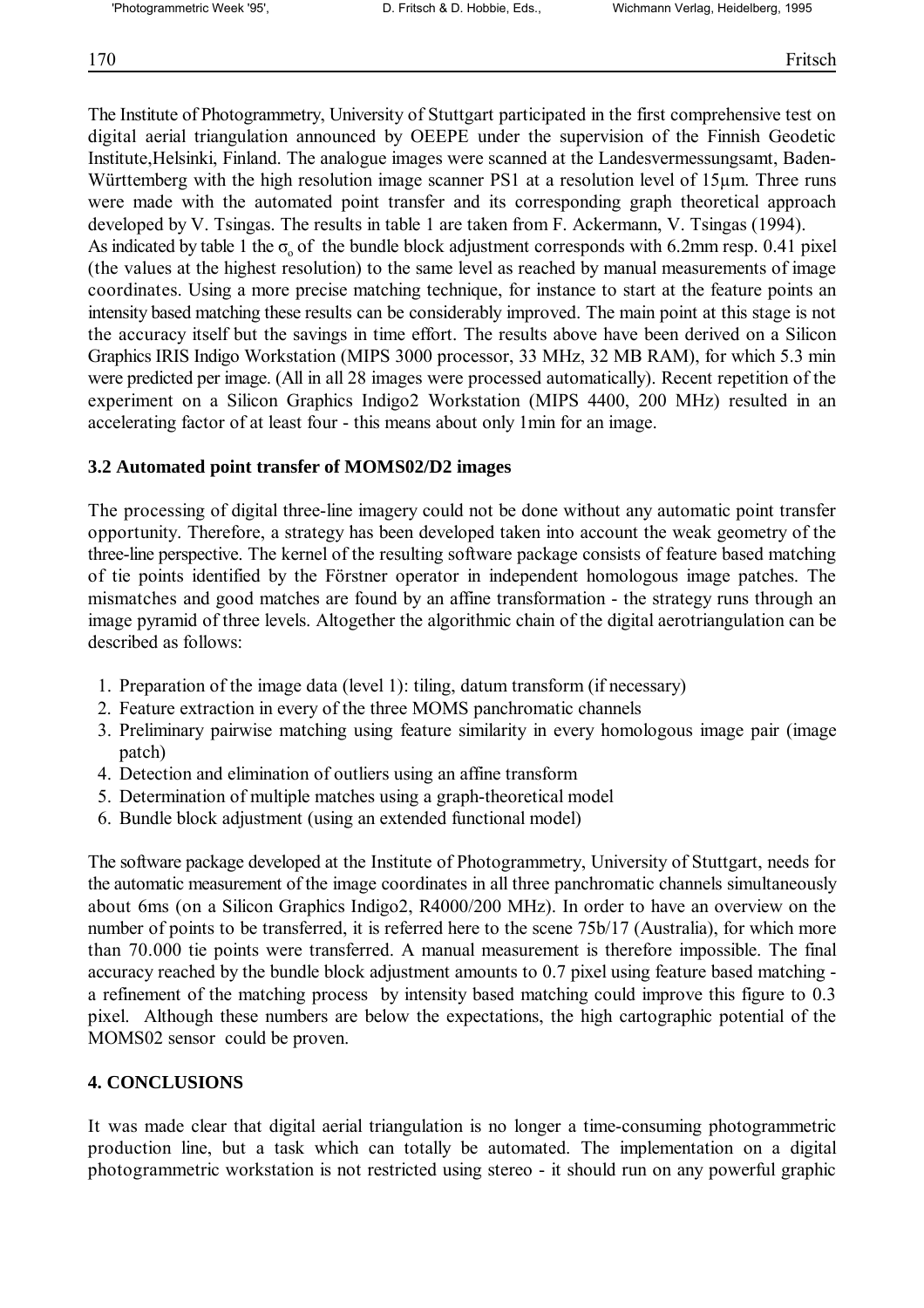The Institute of Photogrammetry, University of Stuttgart participated in the first comprehensive test on digital aerial triangulation announced by OEEPE under the supervision of the Finnish Geodetic Institute,Helsinki, Finland. The analogue images were scanned at the Landesvermessungsamt, Baden-Württemberg with the high resolution image scanner PS1 at a resolution level of 15µm. Three runs were made with the automated point transfer and its corresponding graph theoretical approach developed by V. Tsingas. The results in table 1 are taken from F. Ackermann, V. Tsingas (1994).
As indicated by table 1 the $\sigma_o$ of the bundle block adjustment corresponds with 6.2mm resp. 0.41 pixel (the values at the highest resolution) to the same level as reached by manual measurements of image coordinates. Using a more precise matching technique, for instance to start at the feature points an intensity based matching these results can be considerably improved. The main point at this stage is not the accuracy itself but the savings in time effort. The results above have been derived on a Silicon Graphics IRIS Indigo Workstation (MIPS 3000 processor, 33 MHz, 32 MB RAM), for which 5.3 min were predicted per image. (All in all 28 images were processed automatically). Recent repetition of the experiment on a Silicon Graphics Indigo2 Workstation (MIPS 4400, 200 MHz) resulted in an accelerating factor of at least four - this means about only 1min for an image.

### 3.2 Automated point transfer of MOMS02/D2 images

The processing of digital three-line imagery could not be done without any automatic point transfer opportunity. Therefore, a strategy has been developed taken into account the weak geometry of the three-line perspective. The kernel of the resulting software package consists of feature based matching of tie points identified by the Förstner operator in independent homologous image patches. The mismatches and good matches are found by an affine transformation - the strategy runs through an image pyramid of three levels. Altogether the algorithmic chain of the digital aerotriangulation can be described as follows:

1. Preparation of the image data (level 1): tiling, datum transform (if necessary)
2. Feature extraction in every of the three MOMS panchromatic channels
3. Preliminary pairwise matching using feature similarity in every homologous image pair (image patch)
4. Detection and elimination of outliers using an affine transform
5. Determination of multiple matches using a graph-theoretical model
6. Bundle block adjustment (using an extended functional model)

The software package developed at the Institute of Photogrammetry, University of Stuttgart, needs for the automatic measurement of the image coordinates in all three panchromatic channels simultaneously about 6ms (on a Silicon Graphics Indigo2, R4000/200 MHz). In order to have an overview on the number of points to be transferred, it is referred here to the scene 75b/17 (Australia), for which more than 70.000 tie points were transferred. A manual measurement is therefore impossible. The final accuracy reached by the bundle block adjustment amounts to 0.7 pixel using feature based matching - a refinement of the matching process by intensity based matching could improve this figure to 0.3 pixel. Although these numbers are below the expectations, the high cartographic potential of the MOMS02 sensor could be proven.

## 4. CONCLUSIONS

It was made clear that digital aerial triangulation is no longer a time-consuming photogrammetric production line, but a task which can totally be automated. The implementation on a digital photogrammetric workstation is not restricted using stereo - it should run on any powerful graphic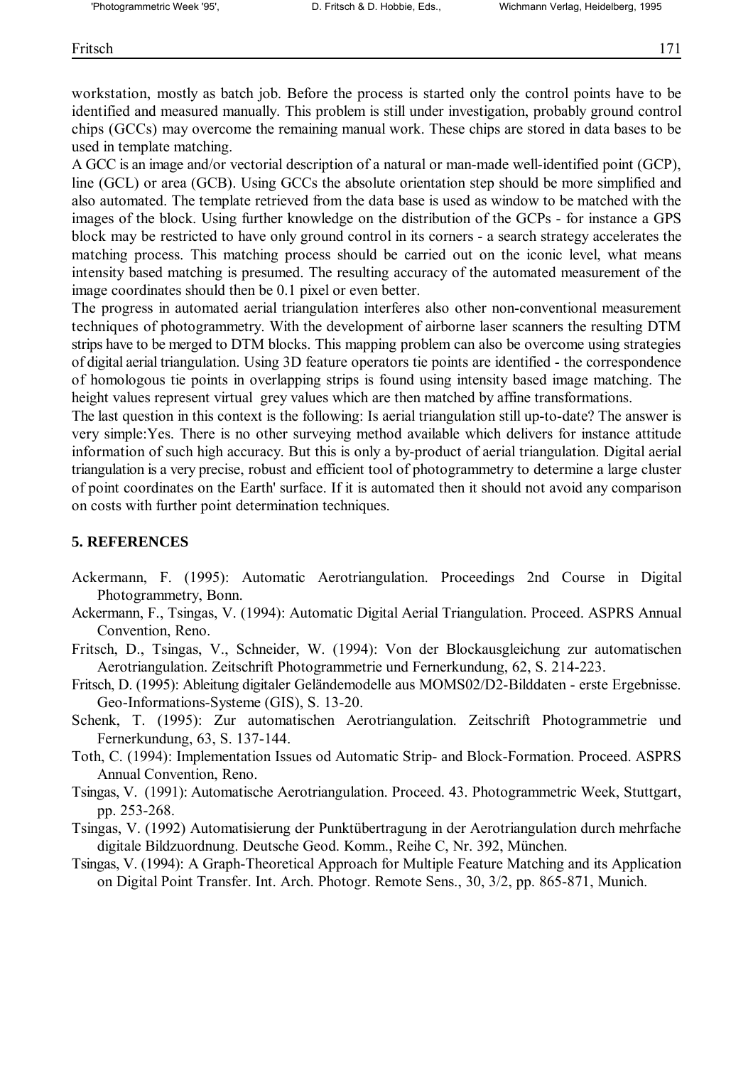workstation, mostly as batch job. Before the process is started only the control points have to be identified and measured manually. This problem is still under investigation, probably ground control chips (GCCs) may overcome the remaining manual work. These chips are stored in data bases to be used in template matching.

A GCC is an image and/or vectorial description of a natural or man-made well-identified point (GCP), line (GCL) or area (GCB). Using GCCs the absolute orientation step should be more simplified and also automated. The template retrieved from the data base is used as window to be matched with the images of the block. Using further knowledge on the distribution of the GCPs - for instance a GPS block may be restricted to have only ground control in its corners - a search strategy accelerates the matching process. This matching process should be carried out on the iconic level, what means intensity based matching is presumed. The resulting accuracy of the automated measurement of the image coordinates should then be 0.1 pixel or even better.

The progress in automated aerial triangulation interferes also other non-conventional measurement techniques of photogrammetry. With the development of airborne laser scanners the resulting DTM strips have to be merged to DTM blocks. This mapping problem can also be overcome using strategies of digital aerial triangulation. Using 3D feature operators tie points are identified - the correspondence of homologous tie points in overlapping strips is found using intensity based image matching. The height values represent virtual grey values which are then matched by affine transformations.

The last question in this context is the following: Is aerial triangulation still up-to-date? The answer is very simple:Yes. There is no other surveying method available which delivers for instance attitude information of such high accuracy. But this is only a by-product of aerial triangulation. Digital aerial triangulation is a very precise, robust and efficient tool of photogrammetry to determine a large cluster of point coordinates on the Earth' surface. If it is automated then it should not avoid any comparison on costs with further point determination techniques.

## 5. REFERENCES

Ackermann, F. (1995): Automatic Aerotriangulation. Proceedings 2nd Course in Digital Photogrammetry, Bonn.

Ackermann, F., Tsingas, V. (1994): Automatic Digital Aerial Triangulation. Proceed. ASPRS Annual Convention, Reno.

Fritsch, D., Tsingas, V., Schneider, W. (1994): Von der Blockausgleichung zur automatischen Aerotriangulation. Zeitschrift Photogrammetrie und Fernerkundung, 62, S. 214-223.

Fritsch, D. (1995): Ableitung digitaler Geländemodelle aus MOMS02/D2-Bilddaten - erste Ergebnisse. Geo-Informations-Systeme (GIS), S. 13-20.

Schenk, T. (1995): Zur automatischen Aerotriangulation. Zeitschrift Photogrammetrie und Fernerkundung, 63, S. 137-144.

Toth, C. (1994): Implementation Issues od Automatic Strip- and Block-Formation. Proceed. ASPRS Annual Convention, Reno.

Tsingas, V. (1991): Automatische Aerotriangulation. Proceed. 43. Photogrammetric Week, Stuttgart, pp. 253-268.

Tsingas, V. (1992) Automatisierung der Punktübertragung in der Aerotriangulation durch mehrfache digitale Bildzuordnung. Deutsche Geod. Komm., Reihe C, Nr. 392, München.

Tsingas, V. (1994): A Graph-Theoretical Approach for Multiple Feature Matching and its Application on Digital Point Transfer. Int. Arch. Photogr. Remote Sens., 30, 3/2, pp. 865-871, Munich.